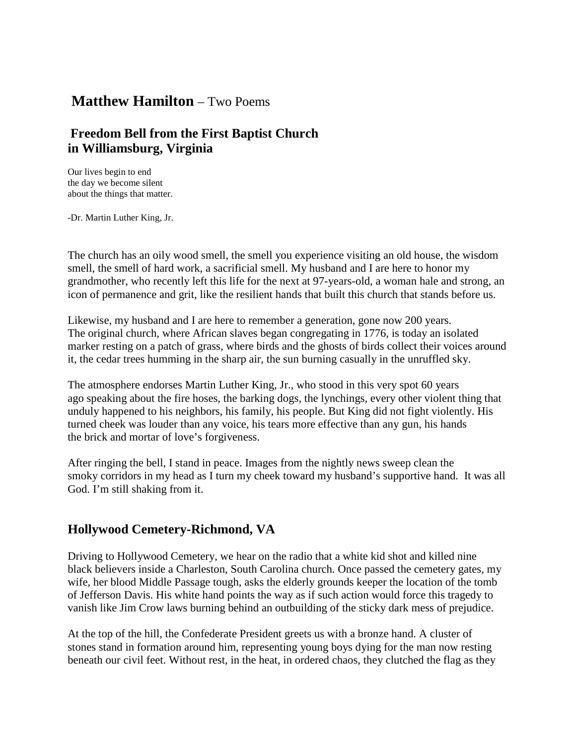# **Matthew Hamilton** – Two Poems

## Freedom Bell from the First Baptist Church in Williamsburg, Virginia

Our lives begin to end
the day we become silent
about the things that matter.

-Dr. Martin Luther King, Jr.

The church has an oily wood smell, the smell you experience visiting an old house, the wisdom smell, the smell of hard work, a sacrificial smell. My husband and I are here to honor my grandmother, who recently left this life for the next at 97-years-old, a woman hale and strong, an icon of permanence and grit, like the resilient hands that built this church that stands before us.

Likewise, my husband and I are here to remember a generation, gone now 200 years. The original church, where African slaves began congregating in 1776, is today an isolated marker resting on a patch of grass, where birds and the ghosts of birds collect their voices around it, the cedar trees humming in the sharp air, the sun burning casually in the unruffled sky.

The atmosphere endorses Martin Luther King, Jr., who stood in this very spot 60 years ago speaking about the fire hoses, the barking dogs, the lynchings, every other violent thing that unduly happened to his neighbors, his family, his people. But King did not fight violently. His turned cheek was louder than any voice, his tears more effective than any gun, his hands the brick and mortar of love's forgiveness.

After ringing the bell, I stand in peace. Images from the nightly news sweep clean the smoky corridors in my head as I turn my cheek toward my husband's supportive hand. It was all God. I'm still shaking from it.

## Hollywood Cemetery-Richmond, VA

Driving to Hollywood Cemetery, we hear on the radio that a white kid shot and killed nine black believers inside a Charleston, South Carolina church. Once passed the cemetery gates, my wife, her blood Middle Passage tough, asks the elderly grounds keeper the location of the tomb of Jefferson Davis. His white hand points the way as if such action would force this tragedy to vanish like Jim Crow laws burning behind an outbuilding of the sticky dark mess of prejudice.

At the top of the hill, the Confederate President greets us with a bronze hand. A cluster of stones stand in formation around him, representing young boys dying for the man now resting beneath our civil feet. Without rest, in the heat, in ordered chaos, they clutched the flag as they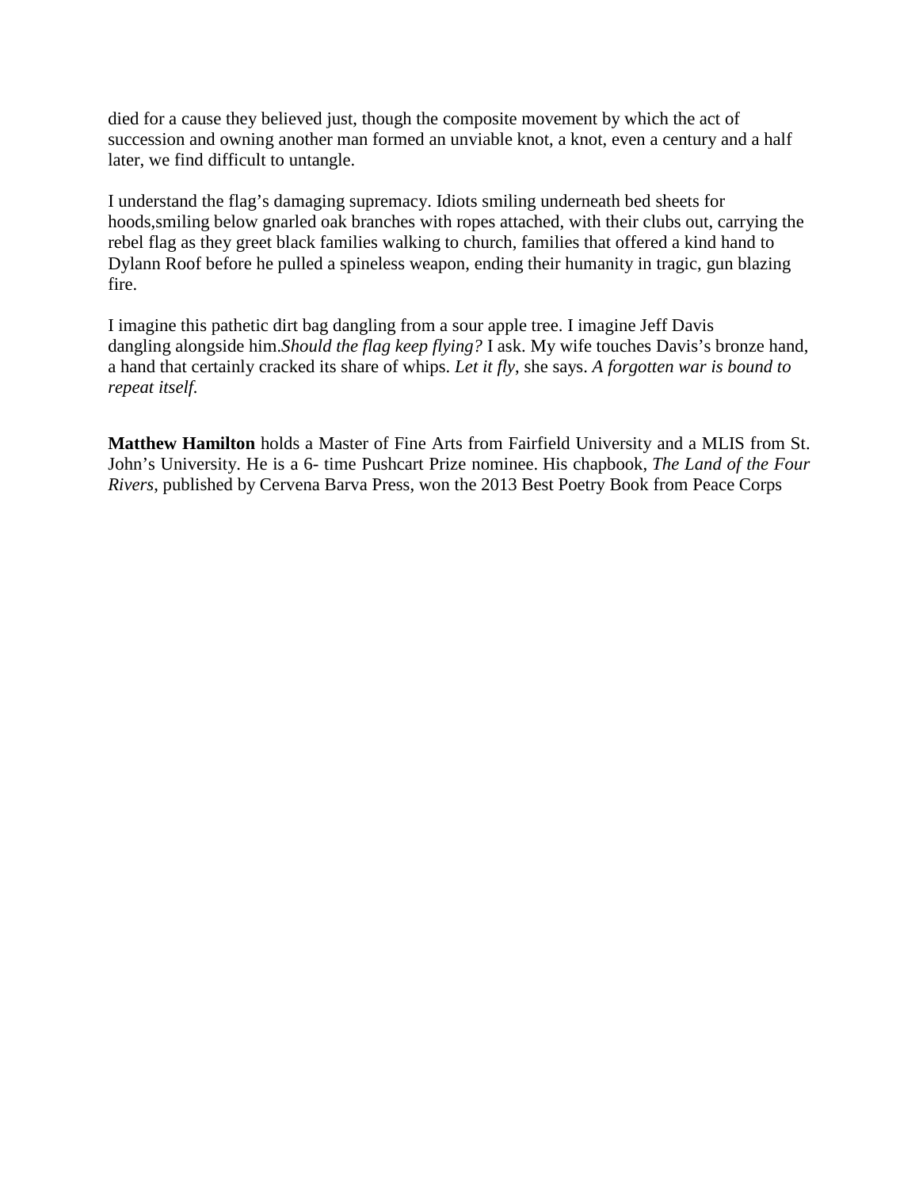died for a cause they believed just, though the composite movement by which the act of succession and owning another man formed an unviable knot, a knot, even a century and a half later, we find difficult to untangle.

I understand the flag's damaging supremacy. Idiots smiling underneath bed sheets for hoods,smiling below gnarled oak branches with ropes attached, with their clubs out, carrying the rebel flag as they greet black families walking to church, families that offered a kind hand to Dylann Roof before he pulled a spineless weapon, ending their humanity in tragic, gun blazing fire.

I imagine this pathetic dirt bag dangling from a sour apple tree. I imagine Jeff Davis dangling alongside him.*Should the flag keep flying?* I ask. My wife touches Davis's bronze hand, a hand that certainly cracked its share of whips. *Let it fly*, she says. *A forgotten war is bound to repeat itself.*

**Matthew Hamilton** holds a Master of Fine Arts from Fairfield University and a MLIS from St. John's University. He is a 6- time Pushcart Prize nominee. His chapbook, *The Land of the Four Rivers*, published by Cervena Barva Press, won the 2013 Best Poetry Book from Peace Corps